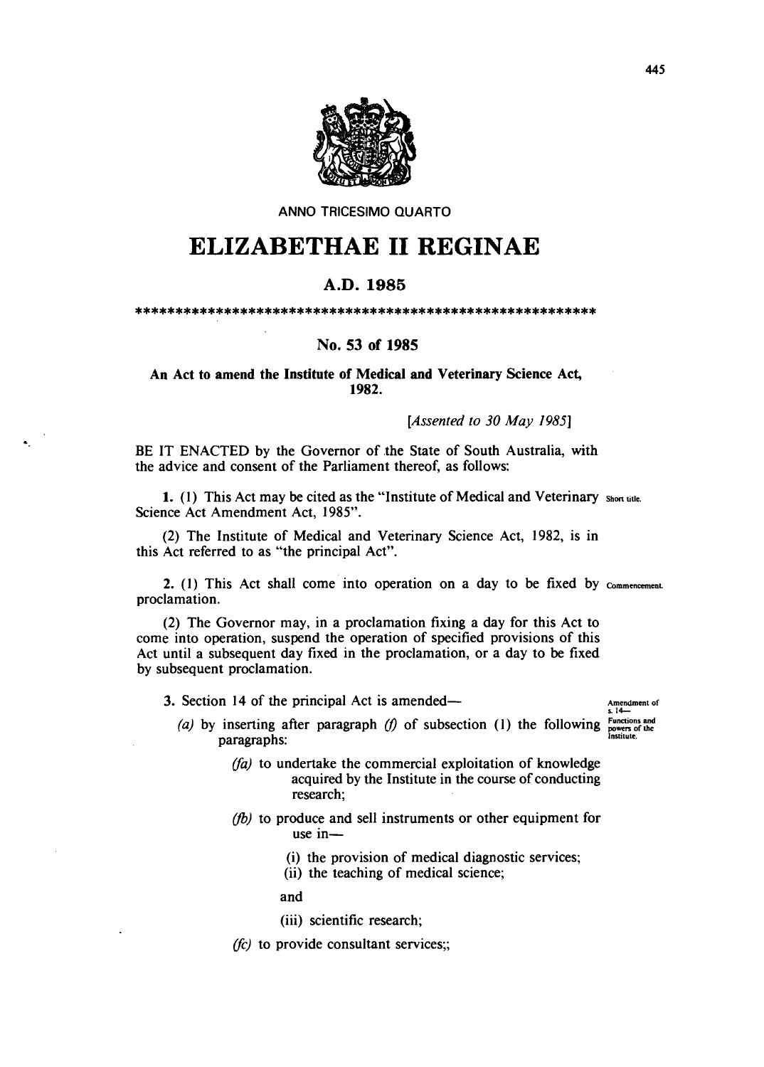ANNO TRICESIMO QUARTO

# ELIZABETHAE II REGINAE

## A.D. 1985

\*\*\*\*\*\*\*\*\*\*\*\*\*\*\*\*\*\*\*\*\*\*\*\*\*\*\*\*\*\*\*\*\*\*\*\*\*\*\*\*\*\*\*\*\*\*\*\*\*\*\*\*\*\*\*\*\*\*

### No. 53 of 1985

**An Act to amend the Institute of Medical and Veterinary Science Act, 1982.**

*[Assented to 30 May 1985]*

BE IT ENACTED by the Governor of the State of South Australia, with the advice and consent of the Parliament thereof, as follows:

Short title.

**1.** (1) This Act may be cited as the "Institute of Medical and Veterinary Science Act Amendment Act, 1985".

(2) The Institute of Medical and Veterinary Science Act, 1982, is in this Act referred to as "the principal Act".

Commencement.

**2.** (1) This Act shall come into operation on a day to be fixed by proclamation.

(2) The Governor may, in a proclamation fixing a day for this Act to come into operation, suspend the operation of specified provisions of this Act until a subsequent day fixed in the proclamation, or a day to be fixed by subsequent proclamation.

Amendment of s. 14— Functions and powers of the Institute.

**3.** Section 14 of the principal Act is amended—

*(a)* by inserting after paragraph *(f)* of subsection (1) the following paragraphs:

*(fa)* to undertake the commercial exploitation of knowledge acquired by the Institute in the course of conducting research;

*(fb)* to produce and sell instruments or other equipment for use in—

(i) the provision of medical diagnostic services;

(ii) the teaching of medical science;

and

(iii) scientific research;

*(fc)* to provide consultant services;;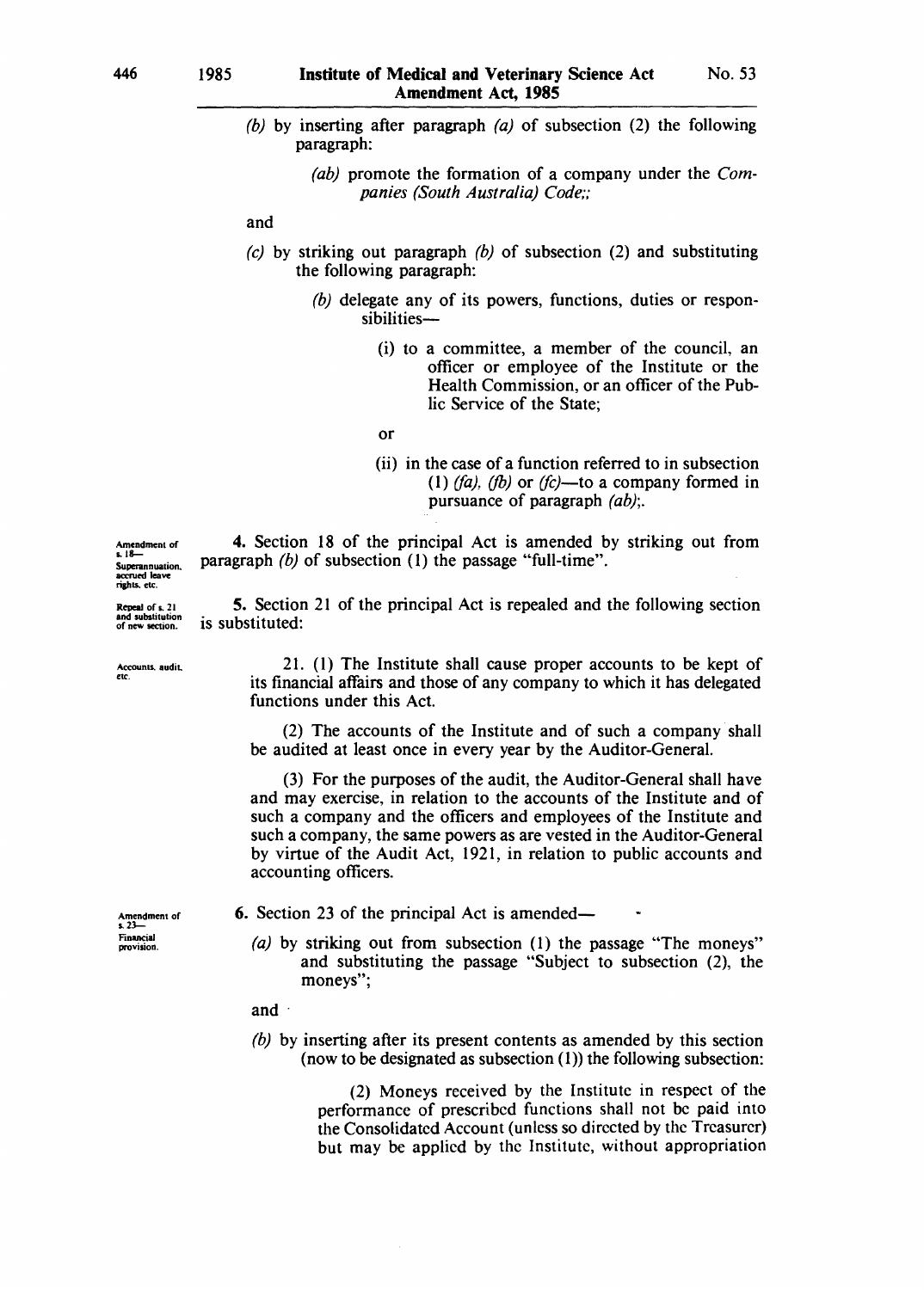*(b)* by inserting after paragraph *(a)* of subsection (2) the following paragraph:

> *(ab)* promote the formation of a company under the *Companies (South Australia) Code*;;

and

*(c)* by striking out paragraph *(b)* of subsection (2) and substituting the following paragraph:

> *(b)* delegate any of its powers, functions, duties or responsibilities—
>
> (i) to a committee, a member of the council, an officer or employee of the Institute or the Health Commission, or an officer of the Public Service of the State;
>
> or
>
> (ii) in the case of a function referred to in subsection (1) *(fa)*, *(fb)* or *(fc)*—to a company formed in pursuance of paragraph *(ab)*;.

Amendment of s. 18—Superannuation, accrued leave rights, etc.

**4.** Section 18 of the principal Act is amended by striking out from paragraph *(b)* of subsection (1) the passage "full-time".

Repeal of s. 21 and substitution of new section.

**5.** Section 21 of the principal Act is repealed and the following section is substituted:

Accounts, audit, etc.

> 21. (1) The Institute shall cause proper accounts to be kept of its financial affairs and those of any company to which it has delegated functions under this Act.
>
> (2) The accounts of the Institute and of such a company shall be audited at least once in every year by the Auditor-General.
>
> (3) For the purposes of the audit, the Auditor-General shall have and may exercise, in relation to the accounts of the Institute and of such a company and the officers and employees of the Institute and such a company, the same powers as are vested in the Auditor-General by virtue of the Audit Act, 1921, in relation to public accounts and accounting officers.

Amendment of s. 23—Financial provision.

**6.** Section 23 of the principal Act is amended—

*(a)* by striking out from subsection (1) the passage "The moneys" and substituting the passage "Subject to subsection (2), the moneys";

and

*(b)* by inserting after its present contents as amended by this section (now to be designated as subsection (1)) the following subsection:

> (2) Moneys received by the Institute in respect of the performance of prescribed functions shall not be paid into the Consolidated Account (unless so directed by the Treasurer) but may be applied by the Institute, without appropriation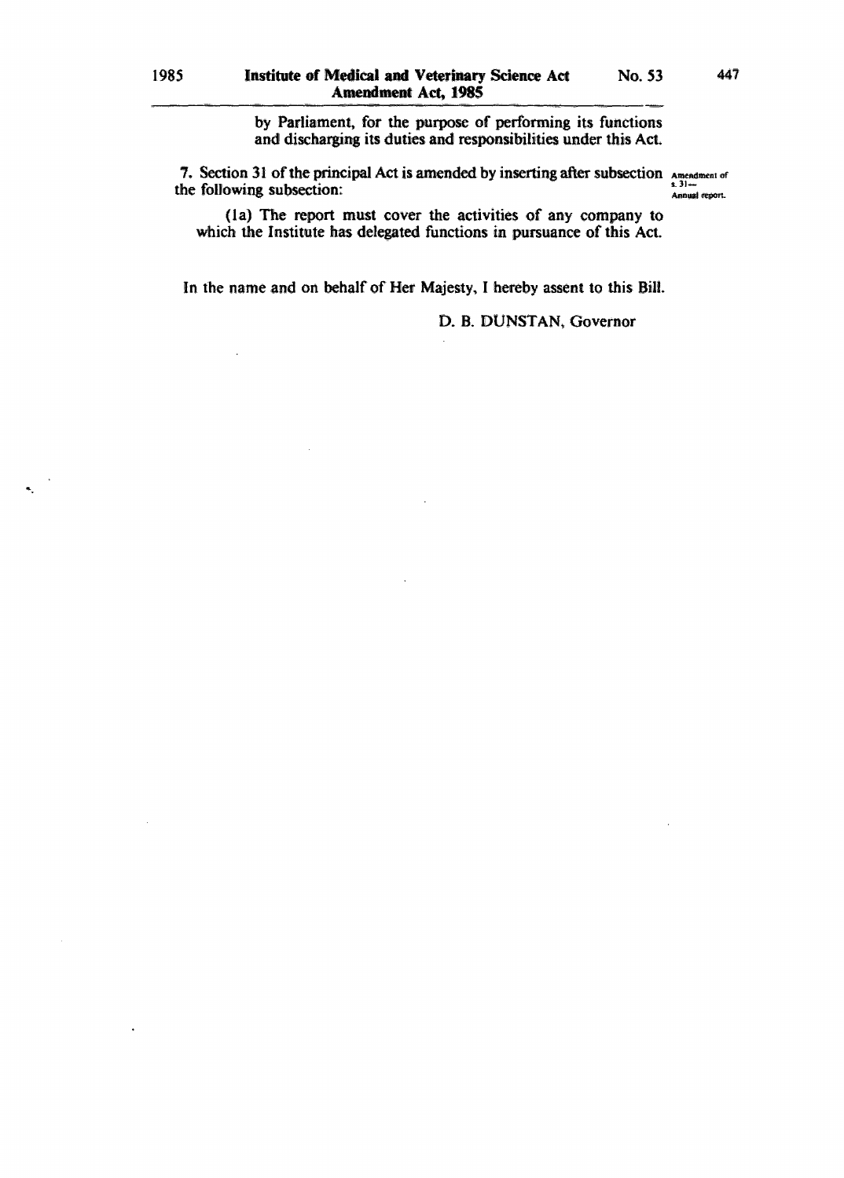by Parliament, for the purpose of performing its functions and discharging its duties and responsibilities under this Act.

**7.** Section 31 of the principal Act is amended by inserting after subsection the following subsection:

Amendment of s. 31— Annual report.

(1a) The report must cover the activities of any company to which the Institute has delegated functions in pursuance of this Act.

In the name and on behalf of Her Majesty, I hereby assent to this Bill.

D. B. DUNSTAN, Governor